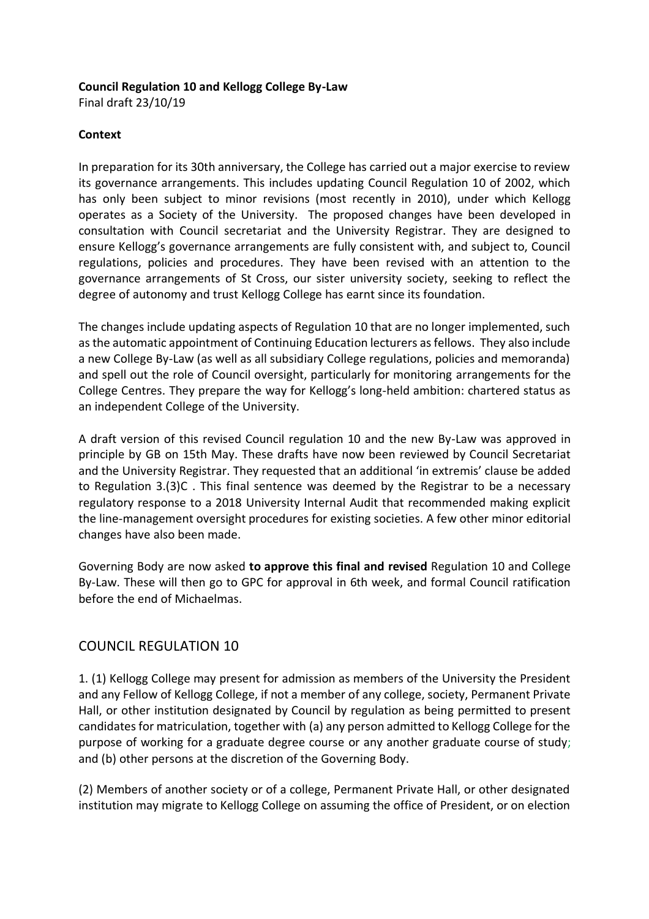**Council Regulation 10 and Kellogg College By-Law**
Final draft 23/10/19

**Context**

In preparation for its 30th anniversary, the College has carried out a major exercise to review its governance arrangements. This includes updating Council Regulation 10 of 2002, which has only been subject to minor revisions (most recently in 2010), under which Kellogg operates as a Society of the University. The proposed changes have been developed in consultation with Council secretariat and the University Registrar. They are designed to ensure Kellogg's governance arrangements are fully consistent with, and subject to, Council regulations, policies and procedures. They have been revised with an attention to the governance arrangements of St Cross, our sister university society, seeking to reflect the degree of autonomy and trust Kellogg College has earnt since its foundation.

The changes include updating aspects of Regulation 10 that are no longer implemented, such as the automatic appointment of Continuing Education lecturers as fellows. They also include a new College By-Law (as well as all subsidiary College regulations, policies and memoranda) and spell out the role of Council oversight, particularly for monitoring arrangements for the College Centres. They prepare the way for Kellogg's long-held ambition: chartered status as an independent College of the University.

A draft version of this revised Council regulation 10 and the new By-Law was approved in principle by GB on 15th May. These drafts have now been reviewed by Council Secretariat and the University Registrar. They requested that an additional 'in extremis' clause be added to Regulation 3.(3)C . This final sentence was deemed by the Registrar to be a necessary regulatory response to a 2018 University Internal Audit that recommended making explicit the line-management oversight procedures for existing societies. A few other minor editorial changes have also been made.

Governing Body are now asked **to approve this final and revised** Regulation 10 and College By-Law. These will then go to GPC for approval in 6th week, and formal Council ratification before the end of Michaelmas.

## COUNCIL REGULATION 10

1. (1) Kellogg College may present for admission as members of the University the President and any Fellow of Kellogg College, if not a member of any college, society, Permanent Private Hall, or other institution designated by Council by regulation as being permitted to present candidates for matriculation, together with (a) any person admitted to Kellogg College for the purpose of working for a graduate degree course or any another graduate course of study; and (b) other persons at the discretion of the Governing Body.

(2) Members of another society or of a college, Permanent Private Hall, or other designated institution may migrate to Kellogg College on assuming the office of President, or on election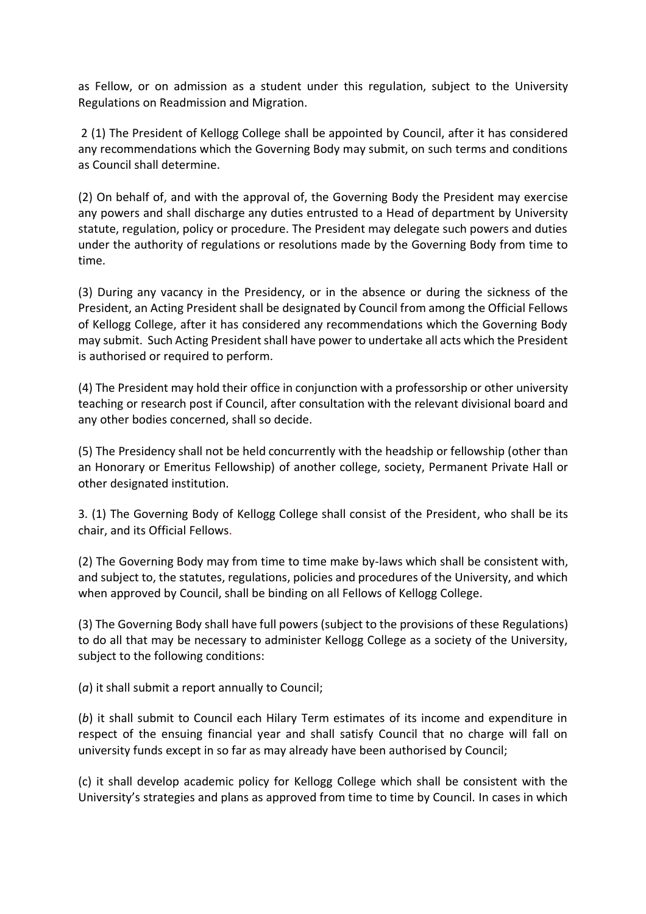as Fellow, or on admission as a student under this regulation, subject to the University Regulations on Readmission and Migration.

2 (1) The President of Kellogg College shall be appointed by Council, after it has considered any recommendations which the Governing Body may submit, on such terms and conditions as Council shall determine.

(2) On behalf of, and with the approval of, the Governing Body the President may exercise any powers and shall discharge any duties entrusted to a Head of department by University statute, regulation, policy or procedure. The President may delegate such powers and duties under the authority of regulations or resolutions made by the Governing Body from time to time.

(3) During any vacancy in the Presidency, or in the absence or during the sickness of the President, an Acting President shall be designated by Council from among the Official Fellows of Kellogg College, after it has considered any recommendations which the Governing Body may submit. Such Acting President shall have power to undertake all acts which the President is authorised or required to perform.

(4) The President may hold their office in conjunction with a professorship or other university teaching or research post if Council, after consultation with the relevant divisional board and any other bodies concerned, shall so decide.

(5) The Presidency shall not be held concurrently with the headship or fellowship (other than an Honorary or Emeritus Fellowship) of another college, society, Permanent Private Hall or other designated institution.

3. (1) The Governing Body of Kellogg College shall consist of the President, who shall be its chair, and its Official Fellows.

(2) The Governing Body may from time to time make by-laws which shall be consistent with, and subject to, the statutes, regulations, policies and procedures of the University, and which when approved by Council, shall be binding on all Fellows of Kellogg College.

(3) The Governing Body shall have full powers (subject to the provisions of these Regulations) to do all that may be necessary to administer Kellogg College as a society of the University, subject to the following conditions:

(*a*) it shall submit a report annually to Council;

(*b*) it shall submit to Council each Hilary Term estimates of its income and expenditure in respect of the ensuing financial year and shall satisfy Council that no charge will fall on university funds except in so far as may already have been authorised by Council;

(c) it shall develop academic policy for Kellogg College which shall be consistent with the University's strategies and plans as approved from time to time by Council. In cases in which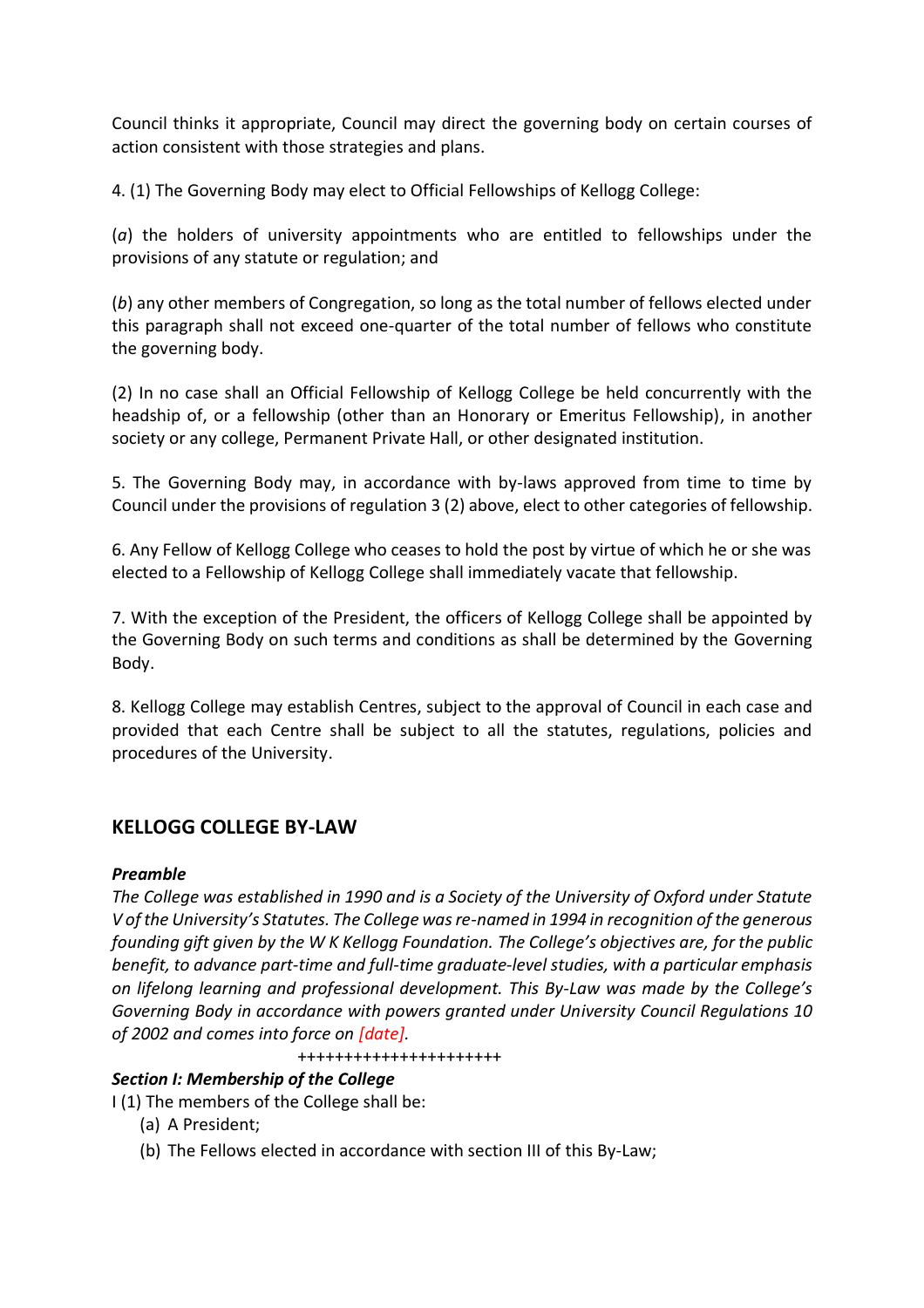Council thinks it appropriate, Council may direct the governing body on certain courses of action consistent with those strategies and plans.

4. (1) The Governing Body may elect to Official Fellowships of Kellogg College:

(*a*) the holders of university appointments who are entitled to fellowships under the provisions of any statute or regulation; and

(*b*) any other members of Congregation, so long as the total number of fellows elected under this paragraph shall not exceed one-quarter of the total number of fellows who constitute the governing body.

(2) In no case shall an Official Fellowship of Kellogg College be held concurrently with the headship of, or a fellowship (other than an Honorary or Emeritus Fellowship), in another society or any college, Permanent Private Hall, or other designated institution.

5. The Governing Body may, in accordance with by-laws approved from time to time by Council under the provisions of regulation 3 (2) above, elect to other categories of fellowship.

6. Any Fellow of Kellogg College who ceases to hold the post by virtue of which he or she was elected to a Fellowship of Kellogg College shall immediately vacate that fellowship.

7. With the exception of the President, the officers of Kellogg College shall be appointed by the Governing Body on such terms and conditions as shall be determined by the Governing Body.

8. Kellogg College may establish Centres, subject to the approval of Council in each case and provided that each Centre shall be subject to all the statutes, regulations, policies and procedures of the University.

## KELLOGG COLLEGE BY-LAW

***Preamble***

*The College was established in 1990 and is a Society of the University of Oxford under Statute V of the University's Statutes. The College was re-named in 1994 in recognition of the generous founding gift given by the W K Kellogg Foundation. The College's objectives are, for the public benefit, to advance part-time and full-time graduate-level studies, with a particular emphasis on lifelong learning and professional development. This By-Law was made by the College's Governing Body in accordance with powers granted under University Council Regulations 10 of 2002 and comes into force on [date].*

++++++++++++++++++++++

***Section I: Membership of the College***

I (1) The members of the College shall be:

(a) A President;

(b) The Fellows elected in accordance with section III of this By-Law;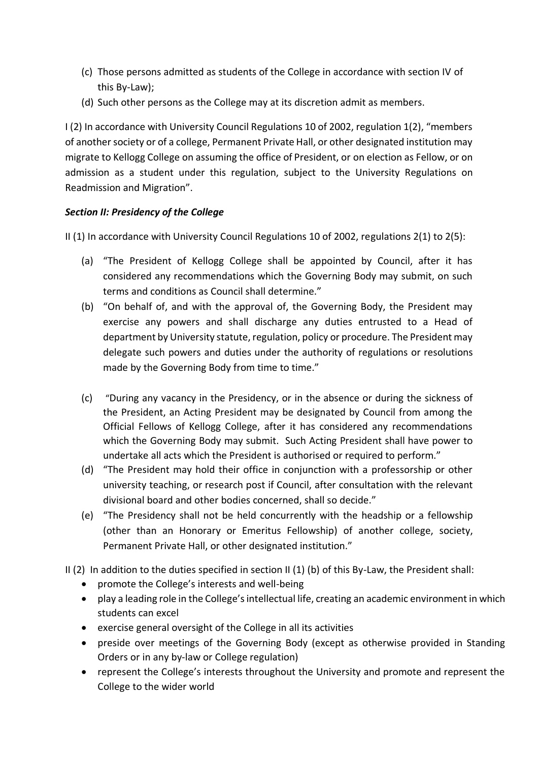(c) Those persons admitted as students of the College in accordance with section IV of this By-Law);

(d) Such other persons as the College may at its discretion admit as members.

I (2) In accordance with University Council Regulations 10 of 2002, regulation 1(2), “members of another society or of a college, Permanent Private Hall, or other designated institution may migrate to Kellogg College on assuming the office of President, or on election as Fellow, or on admission as a student under this regulation, subject to the University Regulations on Readmission and Migration”.

***Section II: Presidency of the College***

II (1) In accordance with University Council Regulations 10 of 2002, regulations 2(1) to 2(5):

(a) “The President of Kellogg College shall be appointed by Council, after it has considered any recommendations which the Governing Body may submit, on such terms and conditions as Council shall determine.”

(b) “On behalf of, and with the approval of, the Governing Body, the President may exercise any powers and shall discharge any duties entrusted to a Head of department by University statute, regulation, policy or procedure. The President may delegate such powers and duties under the authority of regulations or resolutions made by the Governing Body from time to time.”

(c) “During any vacancy in the Presidency, or in the absence or during the sickness of the President, an Acting President may be designated by Council from among the Official Fellows of Kellogg College, after it has considered any recommendations which the Governing Body may submit. Such Acting President shall have power to undertake all acts which the President is authorised or required to perform.”

(d) “The President may hold their office in conjunction with a professorship or other university teaching, or research post if Council, after consultation with the relevant divisional board and other bodies concerned, shall so decide.”

(e) “The Presidency shall not be held concurrently with the headship or a fellowship (other than an Honorary or Emeritus Fellowship) of another college, society, Permanent Private Hall, or other designated institution.”

II (2) In addition to the duties specified in section II (1) (b) of this By-Law, the President shall:

- promote the College’s interests and well-being
- play a leading role in the College’s intellectual life, creating an academic environment in which students can excel
- exercise general oversight of the College in all its activities
- preside over meetings of the Governing Body (except as otherwise provided in Standing Orders or in any by-law or College regulation)
- represent the College’s interests throughout the University and promote and represent the College to the wider world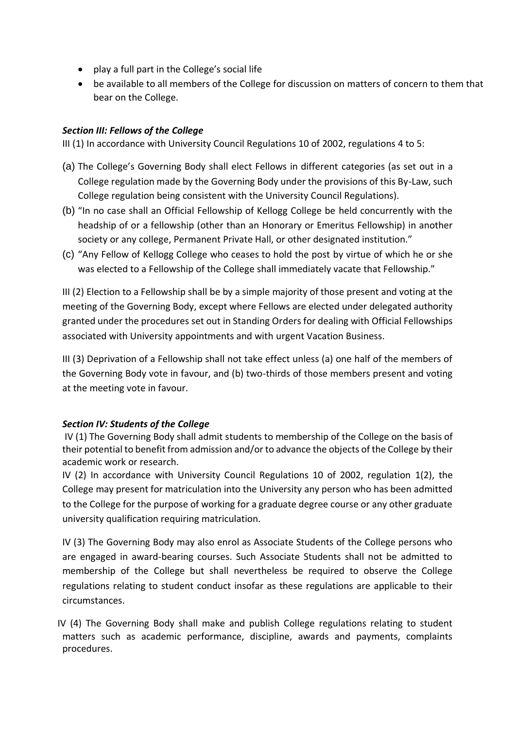- play a full part in the College's social life
- be available to all members of the College for discussion on matters of concern to them that bear on the College.

### *Section III: Fellows of the College*

III (1) In accordance with University Council Regulations 10 of 2002, regulations 4 to 5:

(a) The College's Governing Body shall elect Fellows in different categories (as set out in a College regulation made by the Governing Body under the provisions of this By-Law, such College regulation being consistent with the University Council Regulations).

(b) "In no case shall an Official Fellowship of Kellogg College be held concurrently with the headship of or a fellowship (other than an Honorary or Emeritus Fellowship) in another society or any college, Permanent Private Hall, or other designated institution."

(c) "Any Fellow of Kellogg College who ceases to hold the post by virtue of which he or she was elected to a Fellowship of the College shall immediately vacate that Fellowship."

III (2) Election to a Fellowship shall be by a simple majority of those present and voting at the meeting of the Governing Body, except where Fellows are elected under delegated authority granted under the procedures set out in Standing Orders for dealing with Official Fellowships associated with University appointments and with urgent Vacation Business.

III (3) Deprivation of a Fellowship shall not take effect unless (a) one half of the members of the Governing Body vote in favour, and (b) two-thirds of those members present and voting at the meeting vote in favour.

### *Section IV: Students of the College*

IV (1) The Governing Body shall admit students to membership of the College on the basis of their potential to benefit from admission and/or to advance the objects of the College by their academic work or research.

IV (2) In accordance with University Council Regulations 10 of 2002, regulation 1(2), the College may present for matriculation into the University any person who has been admitted to the College for the purpose of working for a graduate degree course or any other graduate university qualification requiring matriculation.

IV (3) The Governing Body may also enrol as Associate Students of the College persons who are engaged in award-bearing courses. Such Associate Students shall not be admitted to membership of the College but shall nevertheless be required to observe the College regulations relating to student conduct insofar as these regulations are applicable to their circumstances.

IV (4) The Governing Body shall make and publish College regulations relating to student matters such as academic performance, discipline, awards and payments, complaints procedures.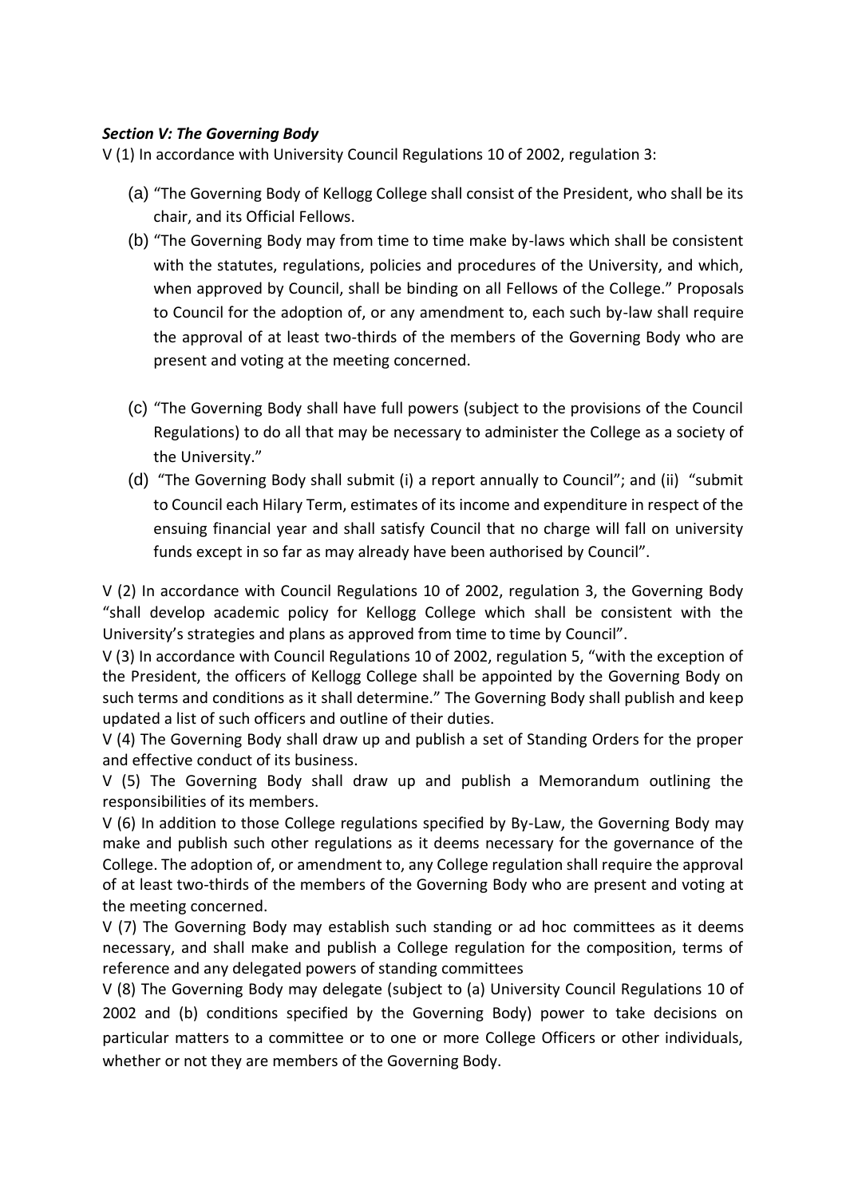***Section V: The Governing Body***

V (1) In accordance with University Council Regulations 10 of 2002, regulation 3:

(a) "The Governing Body of Kellogg College shall consist of the President, who shall be its chair, and its Official Fellows.

(b) "The Governing Body may from time to time make by-laws which shall be consistent with the statutes, regulations, policies and procedures of the University, and which, when approved by Council, shall be binding on all Fellows of the College." Proposals to Council for the adoption of, or any amendment to, each such by-law shall require the approval of at least two-thirds of the members of the Governing Body who are present and voting at the meeting concerned.

(c) "The Governing Body shall have full powers (subject to the provisions of the Council Regulations) to do all that may be necessary to administer the College as a society of the University."

(d) "The Governing Body shall submit (i) a report annually to Council"; and (ii) "submit to Council each Hilary Term, estimates of its income and expenditure in respect of the ensuing financial year and shall satisfy Council that no charge will fall on university funds except in so far as may already have been authorised by Council".

V (2) In accordance with Council Regulations 10 of 2002, regulation 3, the Governing Body "shall develop academic policy for Kellogg College which shall be consistent with the University's strategies and plans as approved from time to time by Council".

V (3) In accordance with Council Regulations 10 of 2002, regulation 5, "with the exception of the President, the officers of Kellogg College shall be appointed by the Governing Body on such terms and conditions as it shall determine." The Governing Body shall publish and keep updated a list of such officers and outline of their duties.

V (4) The Governing Body shall draw up and publish a set of Standing Orders for the proper and effective conduct of its business.

V (5) The Governing Body shall draw up and publish a Memorandum outlining the responsibilities of its members.

V (6) In addition to those College regulations specified by By-Law, the Governing Body may make and publish such other regulations as it deems necessary for the governance of the College. The adoption of, or amendment to, any College regulation shall require the approval of at least two-thirds of the members of the Governing Body who are present and voting at the meeting concerned.

V (7) The Governing Body may establish such standing or ad hoc committees as it deems necessary, and shall make and publish a College regulation for the composition, terms of reference and any delegated powers of standing committees

V (8) The Governing Body may delegate (subject to (a) University Council Regulations 10 of 2002 and (b) conditions specified by the Governing Body) power to take decisions on particular matters to a committee or to one or more College Officers or other individuals, whether or not they are members of the Governing Body.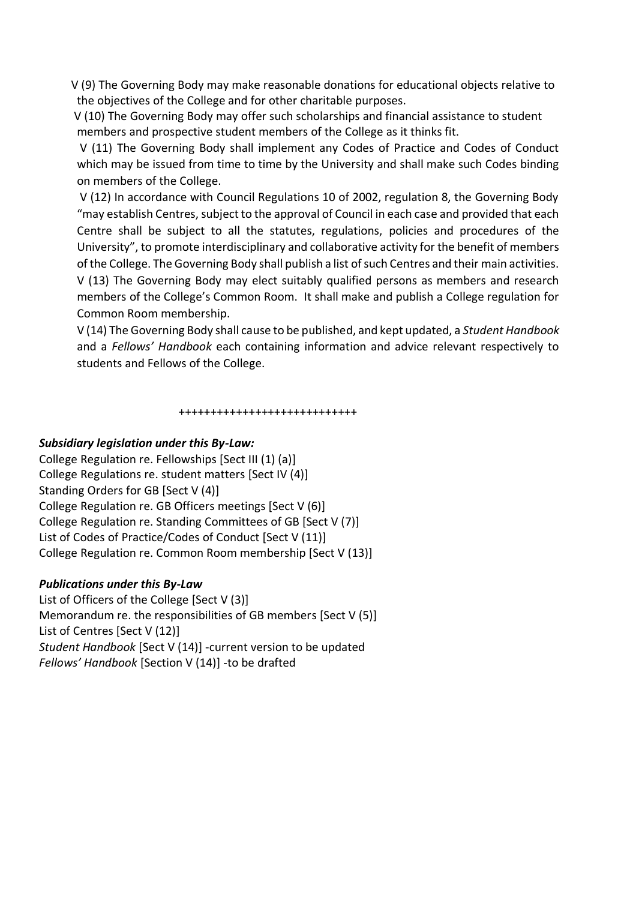V (9) The Governing Body may make reasonable donations for educational objects relative to the objectives of the College and for other charitable purposes.

V (10) The Governing Body may offer such scholarships and financial assistance to student members and prospective student members of the College as it thinks fit.

V (11) The Governing Body shall implement any Codes of Practice and Codes of Conduct which may be issued from time to time by the University and shall make such Codes binding on members of the College.

V (12) In accordance with Council Regulations 10 of 2002, regulation 8, the Governing Body "may establish Centres, subject to the approval of Council in each case and provided that each Centre shall be subject to all the statutes, regulations, policies and procedures of the University", to promote interdisciplinary and collaborative activity for the benefit of members of the College. The Governing Body shall publish a list of such Centres and their main activities.

V (13) The Governing Body may elect suitably qualified persons as members and research members of the College's Common Room. It shall make and publish a College regulation for Common Room membership.

V (14) The Governing Body shall cause to be published, and kept updated, a *Student Handbook* and a *Fellows' Handbook* each containing information and advice relevant respectively to students and Fellows of the College.

++++++++++++++++++++++++++++

***Subsidiary legislation under this By-Law:***

College Regulation re. Fellowships [Sect III (1) (a)]
College Regulations re. student matters [Sect IV (4)]
Standing Orders for GB [Sect V (4)]
College Regulation re. GB Officers meetings [Sect V (6)]
College Regulation re. Standing Committees of GB [Sect V (7)]
List of Codes of Practice/Codes of Conduct [Sect V (11)]
College Regulation re. Common Room membership [Sect V (13)]

***Publications under this By-Law***

List of Officers of the College [Sect V (3)]
Memorandum re. the responsibilities of GB members [Sect V (5)]
List of Centres [Sect V (12)]
*Student Handbook* [Sect V (14)] -current version to be updated
*Fellows' Handbook* [Section V (14)] -to be drafted